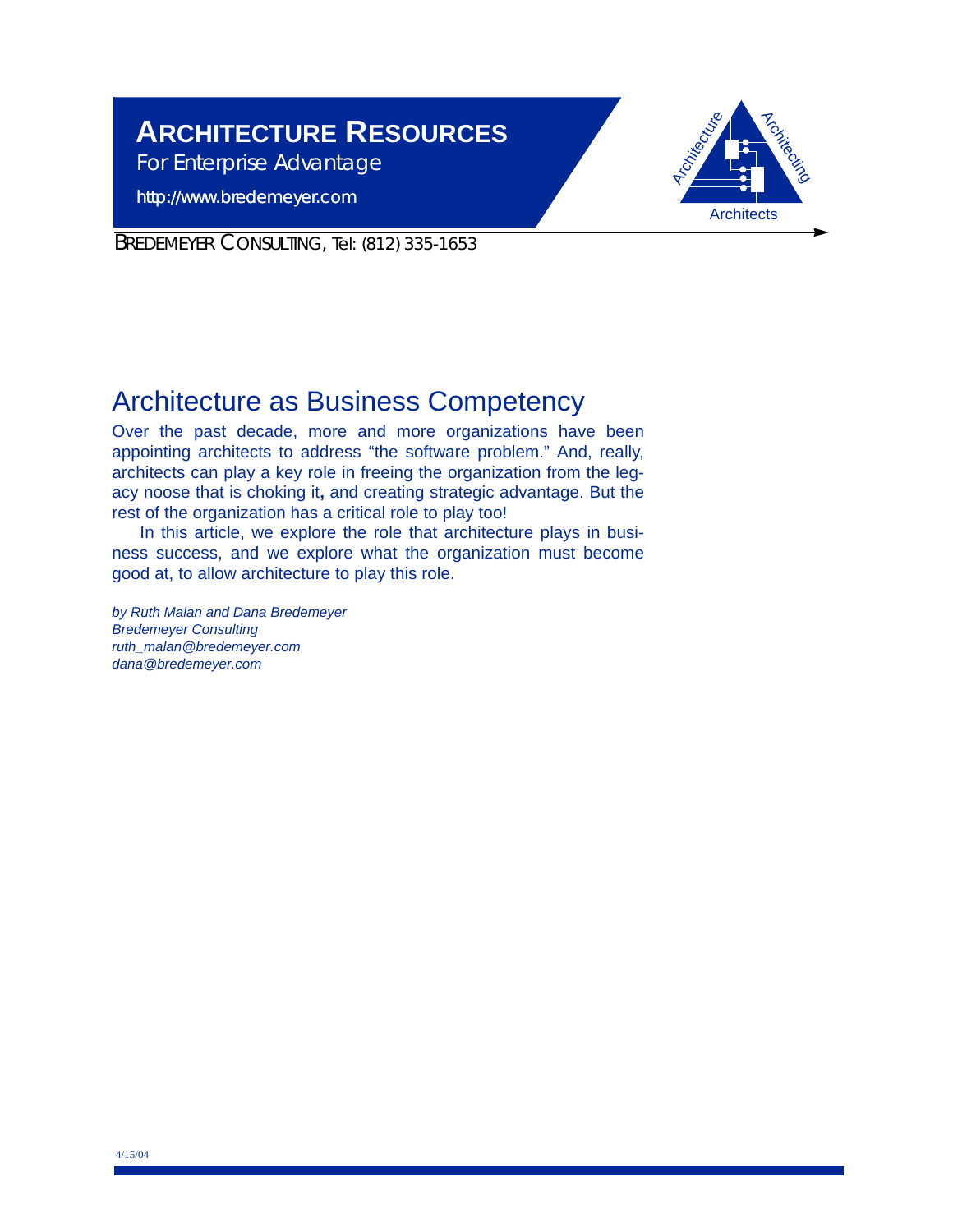# ARCHITECTURE RESOURCES

For Enterprise Advantage

http://www.bredemeyer.com

BREDEMEYER CONSULTING, Tel: (812) 335-1653

## Architecture as Business Competency

Over the past decade, more and more organizations have been appointing architects to address "the software problem." And, really, architects can play a key role in freeing the organization from the legacy noose that is choking it**,** and creating strategic advantage. But the rest of the organization has a critical role to play too!

In this article, we explore the role that architecture plays in business success, and we explore what the organization must become good at, to allow architecture to play this role.

*by Ruth Malan and Dana Bredemeyer*
*Bredemeyer Consulting*
*ruth_malan@bredemeyer.com*
*dana@bredemeyer.com*

4/15/04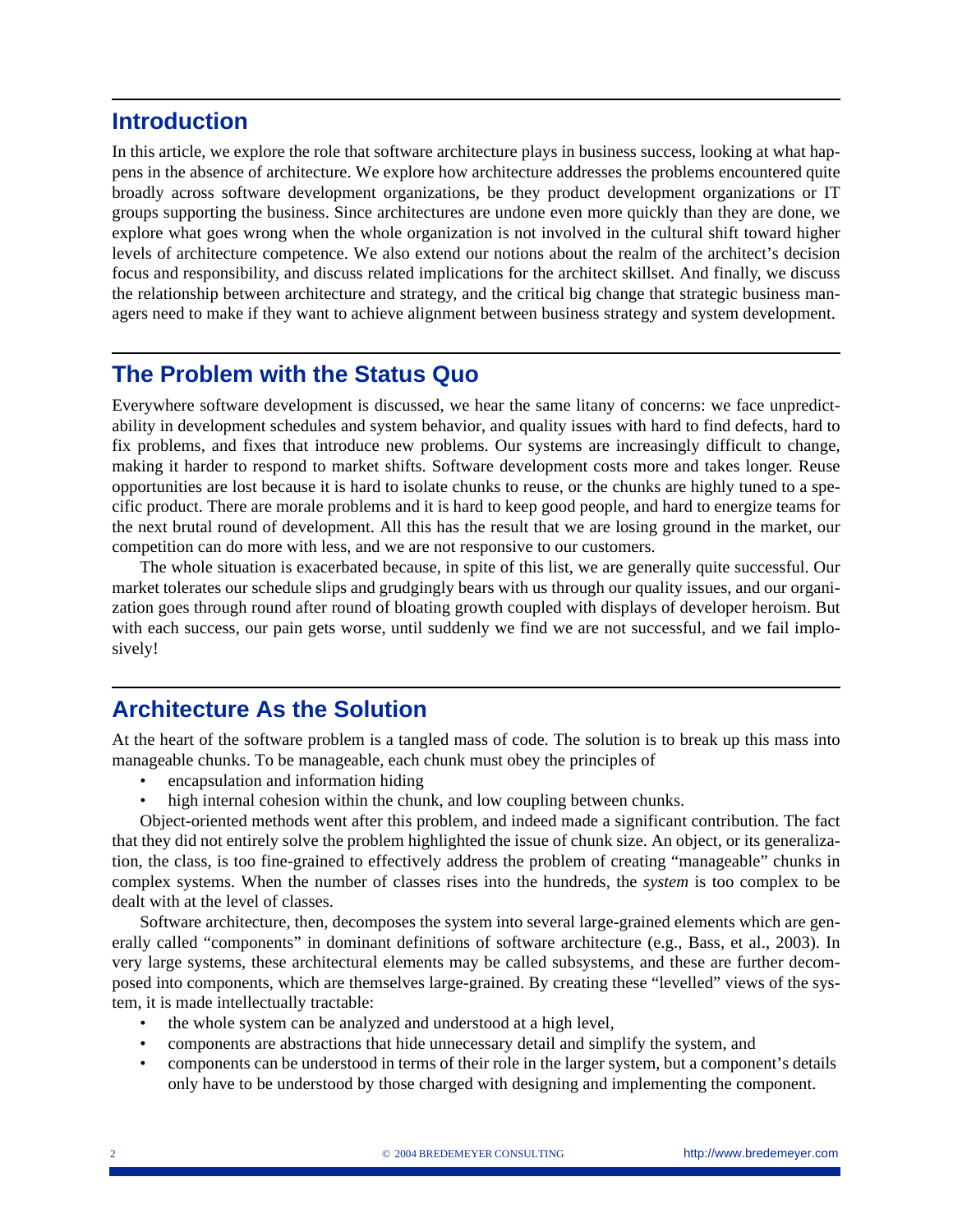## Introduction

In this article, we explore the role that software architecture plays in business success, looking at what happens in the absence of architecture. We explore how architecture addresses the problems encountered quite broadly across software development organizations, be they product development organizations or IT groups supporting the business. Since architectures are undone even more quickly than they are done, we explore what goes wrong when the whole organization is not involved in the cultural shift toward higher levels of architecture competence. We also extend our notions about the realm of the architect's decision focus and responsibility, and discuss related implications for the architect skillset. And finally, we discuss the relationship between architecture and strategy, and the critical big change that strategic business managers need to make if they want to achieve alignment between business strategy and system development.

## The Problem with the Status Quo

Everywhere software development is discussed, we hear the same litany of concerns: we face unpredictability in development schedules and system behavior, and quality issues with hard to find defects, hard to fix problems, and fixes that introduce new problems. Our systems are increasingly difficult to change, making it harder to respond to market shifts. Software development costs more and takes longer. Reuse opportunities are lost because it is hard to isolate chunks to reuse, or the chunks are highly tuned to a specific product. There are morale problems and it is hard to keep good people, and hard to energize teams for the next brutal round of development. All this has the result that we are losing ground in the market, our competition can do more with less, and we are not responsive to our customers.

The whole situation is exacerbated because, in spite of this list, we are generally quite successful. Our market tolerates our schedule slips and grudgingly bears with us through our quality issues, and our organization goes through round after round of bloating growth coupled with displays of developer heroism. But with each success, our pain gets worse, until suddenly we find we are not successful, and we fail implosively!

## Architecture As the Solution

At the heart of the software problem is a tangled mass of code. The solution is to break up this mass into manageable chunks. To be manageable, each chunk must obey the principles of

- encapsulation and information hiding
- high internal cohesion within the chunk, and low coupling between chunks.

Object-oriented methods went after this problem, and indeed made a significant contribution. The fact that they did not entirely solve the problem highlighted the issue of chunk size. An object, or its generalization, the class, is too fine-grained to effectively address the problem of creating "manageable" chunks in complex systems. When the number of classes rises into the hundreds, the *system* is too complex to be dealt with at the level of classes.

Software architecture, then, decomposes the system into several large-grained elements which are generally called "components" in dominant definitions of software architecture (e.g., Bass, et al., 2003). In very large systems, these architectural elements may be called subsystems, and these are further decomposed into components, which are themselves large-grained. By creating these "levelled" views of the system, it is made intellectually tractable:

- the whole system can be analyzed and understood at a high level,
- components are abstractions that hide unnecessary detail and simplify the system, and
- components can be understood in terms of their role in the larger system, but a component's details only have to be understood by those charged with designing and implementing the component.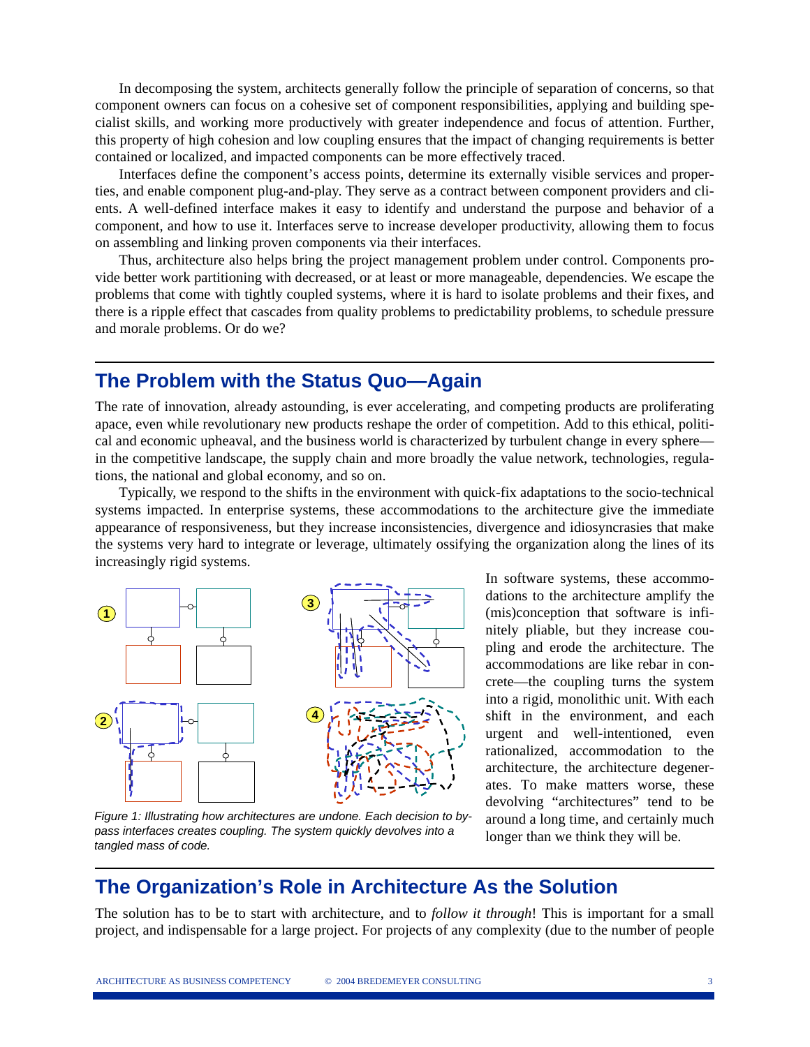In decomposing the system, architects generally follow the principle of separation of concerns, so that component owners can focus on a cohesive set of component responsibilities, applying and building specialist skills, and working more productively with greater independence and focus of attention. Further, this property of high cohesion and low coupling ensures that the impact of changing requirements is better contained or localized, and impacted components can be more effectively traced.

Interfaces define the component's access points, determine its externally visible services and properties, and enable component plug-and-play. They serve as a contract between component providers and clients. A well-defined interface makes it easy to identify and understand the purpose and behavior of a component, and how to use it. Interfaces serve to increase developer productivity, allowing them to focus on assembling and linking proven components via their interfaces.

Thus, architecture also helps bring the project management problem under control. Components provide better work partitioning with decreased, or at least or more manageable, dependencies. We escape the problems that come with tightly coupled systems, where it is hard to isolate problems and their fixes, and there is a ripple effect that cascades from quality problems to predictability problems, to schedule pressure and morale problems. Or do we?

## The Problem with the Status Quo—Again

The rate of innovation, already astounding, is ever accelerating, and competing products are proliferating apace, even while revolutionary new products reshape the order of competition. Add to this ethical, political and economic upheaval, and the business world is characterized by turbulent change in every sphere—in the competitive landscape, the supply chain and more broadly the value network, technologies, regulations, the national and global economy, and so on.

Typically, we respond to the shifts in the environment with quick-fix adaptations to the socio-technical systems impacted. In enterprise systems, these accommodations to the architecture give the immediate appearance of responsiveness, but they increase inconsistencies, divergence and idiosyncrasies that make the systems very hard to integrate or leverage, ultimately ossifying the organization along the lines of its increasingly rigid systems.

*Figure 1: Illustrating how architectures are undone. Each decision to bypass interfaces creates coupling. The system quickly devolves into a tangled mass of code.*

In software systems, these accommodations to the architecture amplify the (mis)conception that software is infinitely pliable, but they increase coupling and erode the architecture. The accommodations are like rebar in concrete—the coupling turns the system into a rigid, monolithic unit. With each shift in the environment, and each urgent and well-intentioned, even rationalized, accommodation to the architecture, the architecture degenerates. To make matters worse, these devolving "architectures" tend to be around a long time, and certainly much longer than we think they will be.

## The Organization's Role in Architecture As the Solution

The solution has to be to start with architecture, and to *follow it through*! This is important for a small project, and indispensable for a large project. For projects of any complexity (due to the number of people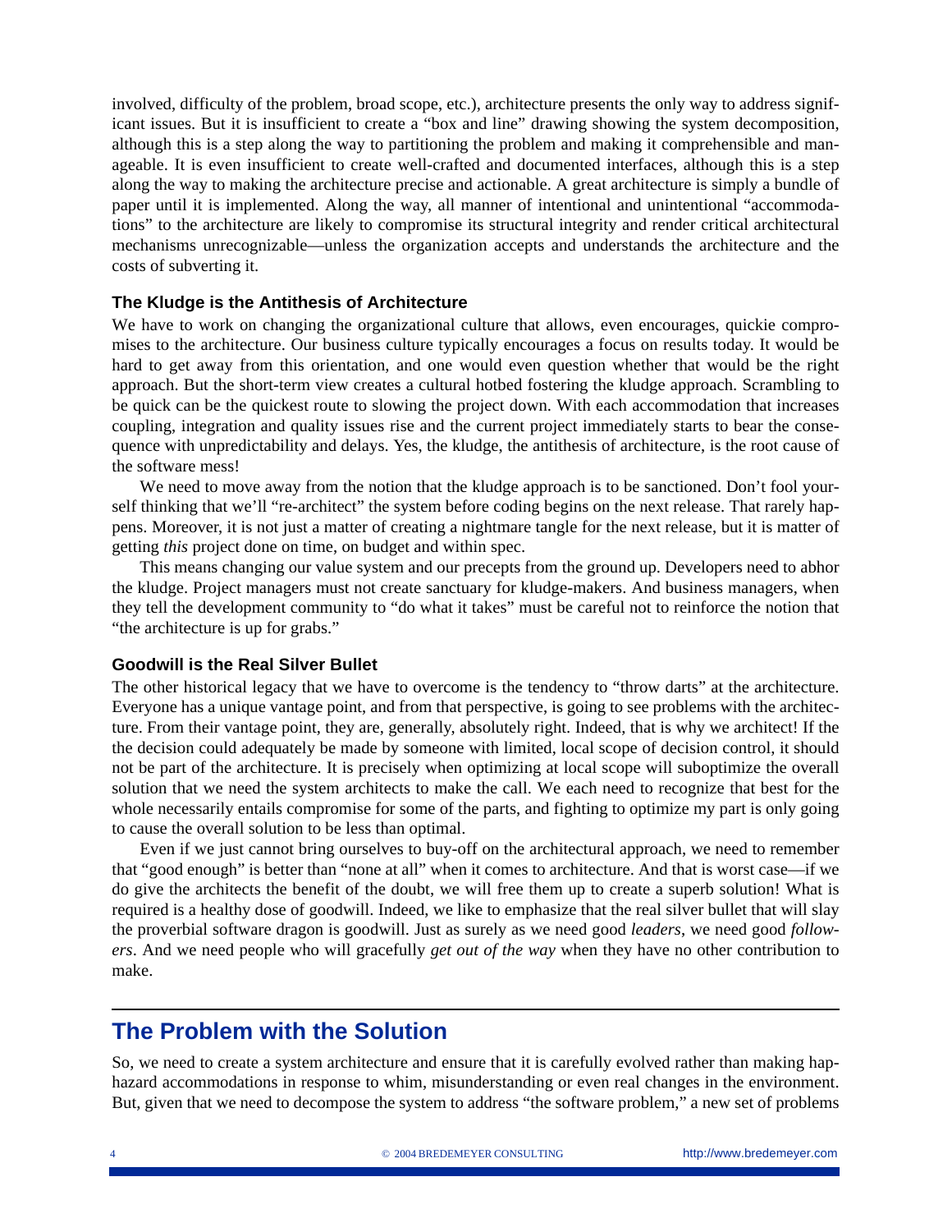involved, difficulty of the problem, broad scope, etc.), architecture presents the only way to address significant issues. But it is insufficient to create a "box and line" drawing showing the system decomposition, although this is a step along the way to partitioning the problem and making it comprehensible and manageable. It is even insufficient to create well-crafted and documented interfaces, although this is a step along the way to making the architecture precise and actionable. A great architecture is simply a bundle of paper until it is implemented. Along the way, all manner of intentional and unintentional "accommodations" to the architecture are likely to compromise its structural integrity and render critical architectural mechanisms unrecognizable—unless the organization accepts and understands the architecture and the costs of subverting it.

### The Kludge is the Antithesis of Architecture

We have to work on changing the organizational culture that allows, even encourages, quickie compromises to the architecture. Our business culture typically encourages a focus on results today. It would be hard to get away from this orientation, and one would even question whether that would be the right approach. But the short-term view creates a cultural hotbed fostering the kludge approach. Scrambling to be quick can be the quickest route to slowing the project down. With each accommodation that increases coupling, integration and quality issues rise and the current project immediately starts to bear the consequence with unpredictability and delays. Yes, the kludge, the antithesis of architecture, is the root cause of the software mess!

We need to move away from the notion that the kludge approach is to be sanctioned. Don't fool yourself thinking that we'll "re-architect" the system before coding begins on the next release. That rarely happens. Moreover, it is not just a matter of creating a nightmare tangle for the next release, but it is matter of getting *this* project done on time, on budget and within spec.

This means changing our value system and our precepts from the ground up. Developers need to abhor the kludge. Project managers must not create sanctuary for kludge-makers. And business managers, when they tell the development community to "do what it takes" must be careful not to reinforce the notion that "the architecture is up for grabs."

### Goodwill is the Real Silver Bullet

The other historical legacy that we have to overcome is the tendency to "throw darts" at the architecture. Everyone has a unique vantage point, and from that perspective, is going to see problems with the architecture. From their vantage point, they are, generally, absolutely right. Indeed, that is why we architect! If the the decision could adequately be made by someone with limited, local scope of decision control, it should not be part of the architecture. It is precisely when optimizing at local scope will suboptimize the overall solution that we need the system architects to make the call. We each need to recognize that best for the whole necessarily entails compromise for some of the parts, and fighting to optimize my part is only going to cause the overall solution to be less than optimal.

Even if we just cannot bring ourselves to buy-off on the architectural approach, we need to remember that "good enough" is better than "none at all" when it comes to architecture. And that is worst case—if we do give the architects the benefit of the doubt, we will free them up to create a superb solution! What is required is a healthy dose of goodwill. Indeed, we like to emphasize that the real silver bullet that will slay the proverbial software dragon is goodwill. Just as surely as we need good *leaders*, we need good *followers*. And we need people who will gracefully *get out of the way* when they have no other contribution to make.

## The Problem with the Solution

So, we need to create a system architecture and ensure that it is carefully evolved rather than making haphazard accommodations in response to whim, misunderstanding or even real changes in the environment. But, given that we need to decompose the system to address "the software problem," a new set of problems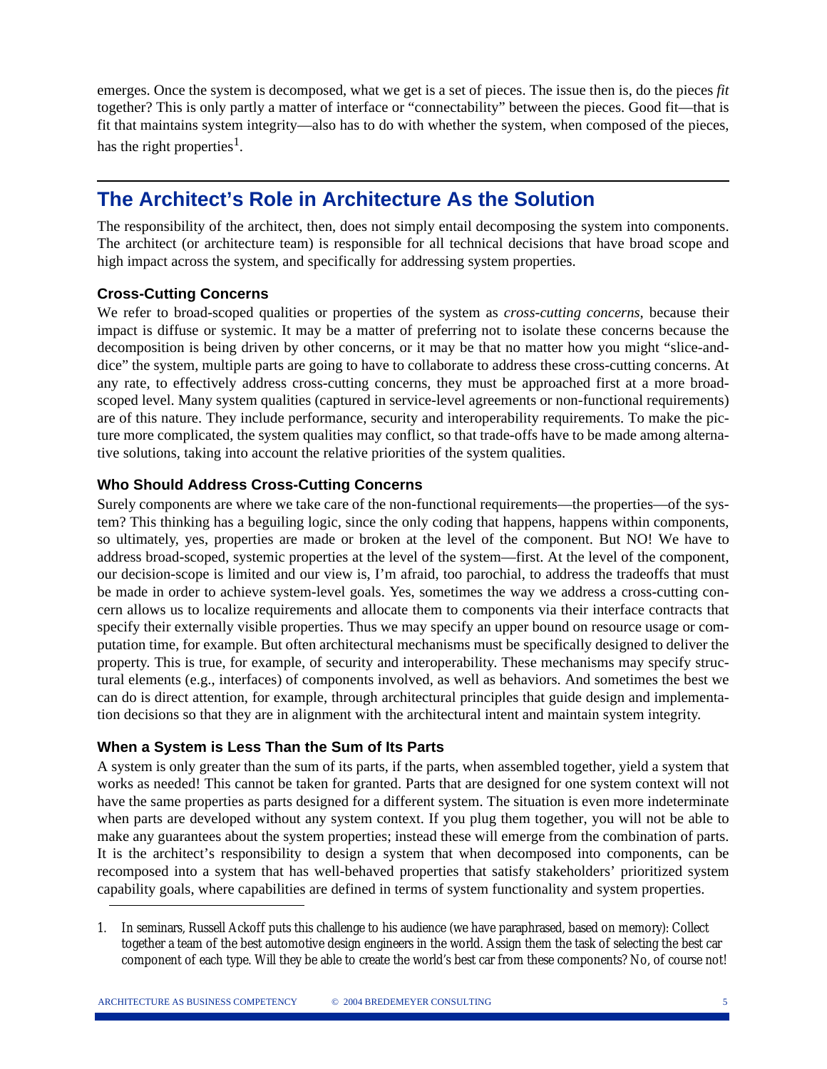emerges. Once the system is decomposed, what we get is a set of pieces. The issue then is, do the pieces *fit* together? This is only partly a matter of interface or "connectability" between the pieces. Good fit—that is fit that maintains system integrity—also has to do with whether the system, when composed of the pieces, has the right properties[1].

## The Architect's Role in Architecture As the Solution

The responsibility of the architect, then, does not simply entail decomposing the system into components. The architect (or architecture team) is responsible for all technical decisions that have broad scope and high impact across the system, and specifically for addressing system properties.

### Cross-Cutting Concerns

We refer to broad-scoped qualities or properties of the system as *cross-cutting concerns*, because their impact is diffuse or systemic. It may be a matter of preferring not to isolate these concerns because the decomposition is being driven by other concerns, or it may be that no matter how you might "slice-and-dice" the system, multiple parts are going to have to collaborate to address these cross-cutting concerns. At any rate, to effectively address cross-cutting concerns, they must be approached first at a more broad-scoped level. Many system qualities (captured in service-level agreements or non-functional requirements) are of this nature. They include performance, security and interoperability requirements. To make the picture more complicated, the system qualities may conflict, so that trade-offs have to be made among alternative solutions, taking into account the relative priorities of the system qualities.

### Who Should Address Cross-Cutting Concerns

Surely components are where we take care of the non-functional requirements—the properties—of the system? This thinking has a beguiling logic, since the only coding that happens, happens within components, so ultimately, yes, properties are made or broken at the level of the component. But NO! We have to address broad-scoped, systemic properties at the level of the system—first. At the level of the component, our decision-scope is limited and our view is, I'm afraid, too parochial, to address the tradeoffs that must be made in order to achieve system-level goals. Yes, sometimes the way we address a cross-cutting concern allows us to localize requirements and allocate them to components via their interface contracts that specify their externally visible properties. Thus we may specify an upper bound on resource usage or computation time, for example. But often architectural mechanisms must be specifically designed to deliver the property. This is true, for example, of security and interoperability. These mechanisms may specify structural elements (e.g., interfaces) of components involved, as well as behaviors. And sometimes the best we can do is direct attention, for example, through architectural principles that guide design and implementation decisions so that they are in alignment with the architectural intent and maintain system integrity.

### When a System is Less Than the Sum of Its Parts

A system is only greater than the sum of its parts, if the parts, when assembled together, yield a system that works as needed! This cannot be taken for granted. Parts that are designed for one system context will not have the same properties as parts designed for a different system. The situation is even more indeterminate when parts are developed without any system context. If you plug them together, you will not be able to make any guarantees about the system properties; instead these will emerge from the combination of parts. It is the architect's responsibility to design a system that when decomposed into components, can be recomposed into a system that has well-behaved properties that satisfy stakeholders' prioritized system capability goals, where capabilities are defined in terms of system functionality and system properties.

---

1. In seminars, Russell Ackoff puts this challenge to his audience (we have paraphrased, based on memory): Collect together a team of the best automotive design engineers in the world. Assign them the task of selecting the best car component of each type. Will they be able to create the world's best car from these components? No, of course not!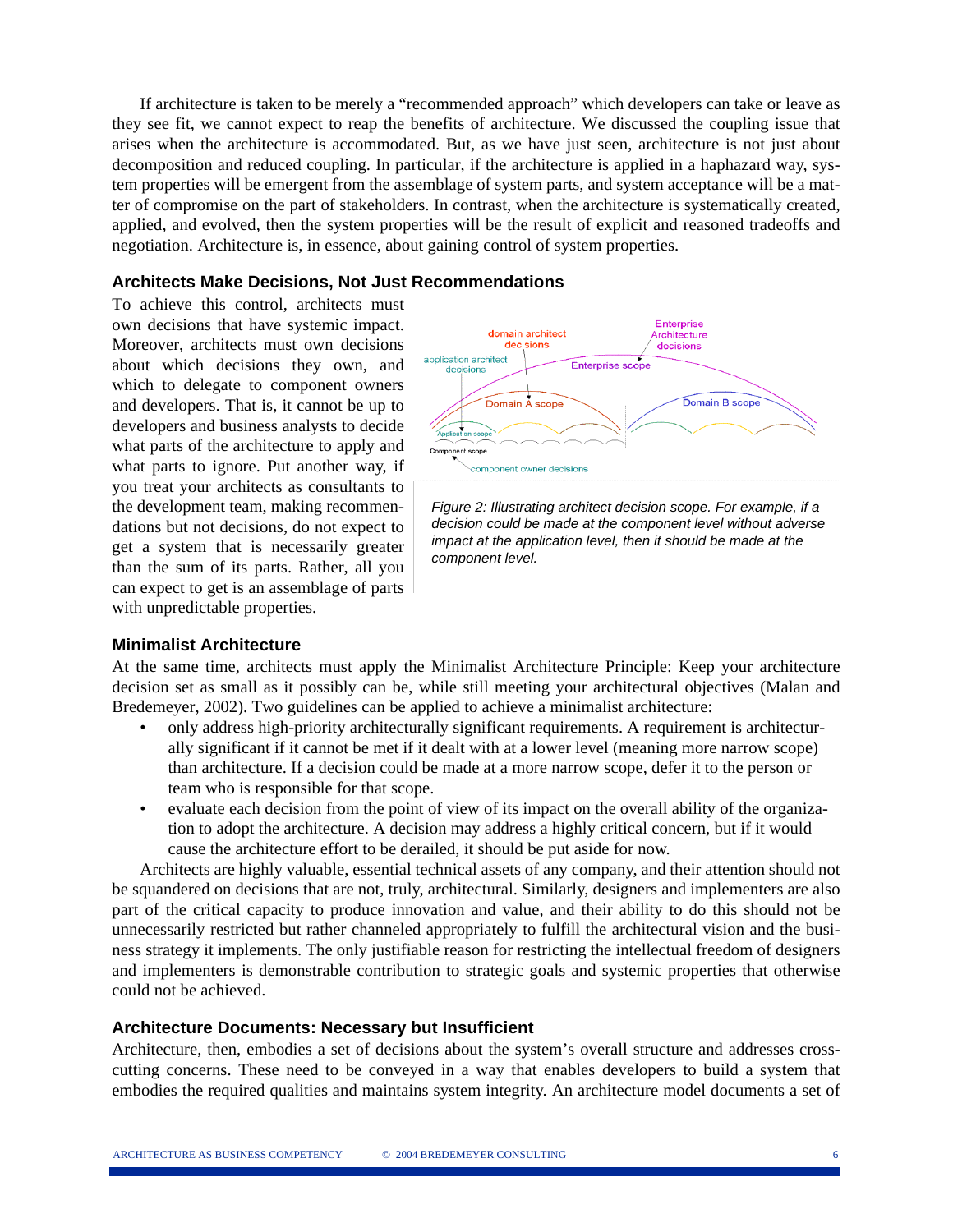If architecture is taken to be merely a "recommended approach" which developers can take or leave as they see fit, we cannot expect to reap the benefits of architecture. We discussed the coupling issue that arises when the architecture is accommodated. But, as we have just seen, architecture is not just about decomposition and reduced coupling. In particular, if the architecture is applied in a haphazard way, system properties will be emergent from the assemblage of system parts, and system acceptance will be a matter of compromise on the part of stakeholders. In contrast, when the architecture is systematically created, applied, and evolved, then the system properties will be the result of explicit and reasoned tradeoffs and negotiation. Architecture is, in essence, about gaining control of system properties.

### Architects Make Decisions, Not Just Recommendations

To achieve this control, architects must own decisions that have systemic impact. Moreover, architects must own decisions about which decisions they own, and which to delegate to component owners and developers. That is, it cannot be up to developers and business analysts to decide what parts of the architecture to apply and what parts to ignore. Put another way, if you treat your architects as consultants to the development team, making recommendations but not decisions, do not expect to get a system that is necessarily greater than the sum of its parts. Rather, all you can expect to get is an assemblage of parts with unpredictable properties.

*Figure 2: Illustrating architect decision scope. For example, if a decision could be made at the component level without adverse impact at the application level, then it should be made at the component level.*

### Minimalist Architecture

At the same time, architects must apply the Minimalist Architecture Principle: Keep your architecture decision set as small as it possibly can be, while still meeting your architectural objectives (Malan and Bredemeyer, 2002). Two guidelines can be applied to achieve a minimalist architecture:

- only address high-priority architecturally significant requirements. A requirement is architecturally significant if it cannot be met if it dealt with at a lower level (meaning more narrow scope) than architecture. If a decision could be made at a more narrow scope, defer it to the person or team who is responsible for that scope.
- evaluate each decision from the point of view of its impact on the overall ability of the organization to adopt the architecture. A decision may address a highly critical concern, but if it would cause the architecture effort to be derailed, it should be put aside for now.

Architects are highly valuable, essential technical assets of any company, and their attention should not be squandered on decisions that are not, truly, architectural. Similarly, designers and implementers are also part of the critical capacity to produce innovation and value, and their ability to do this should not be unnecessarily restricted but rather channeled appropriately to fulfill the architectural vision and the business strategy it implements. The only justifiable reason for restricting the intellectual freedom of designers and implementers is demonstrable contribution to strategic goals and systemic properties that otherwise could not be achieved.

### Architecture Documents: Necessary but Insufficient

Architecture, then, embodies a set of decisions about the system's overall structure and addresses crosscutting concerns. These need to be conveyed in a way that enables developers to build a system that embodies the required qualities and maintains system integrity. An architecture model documents a set of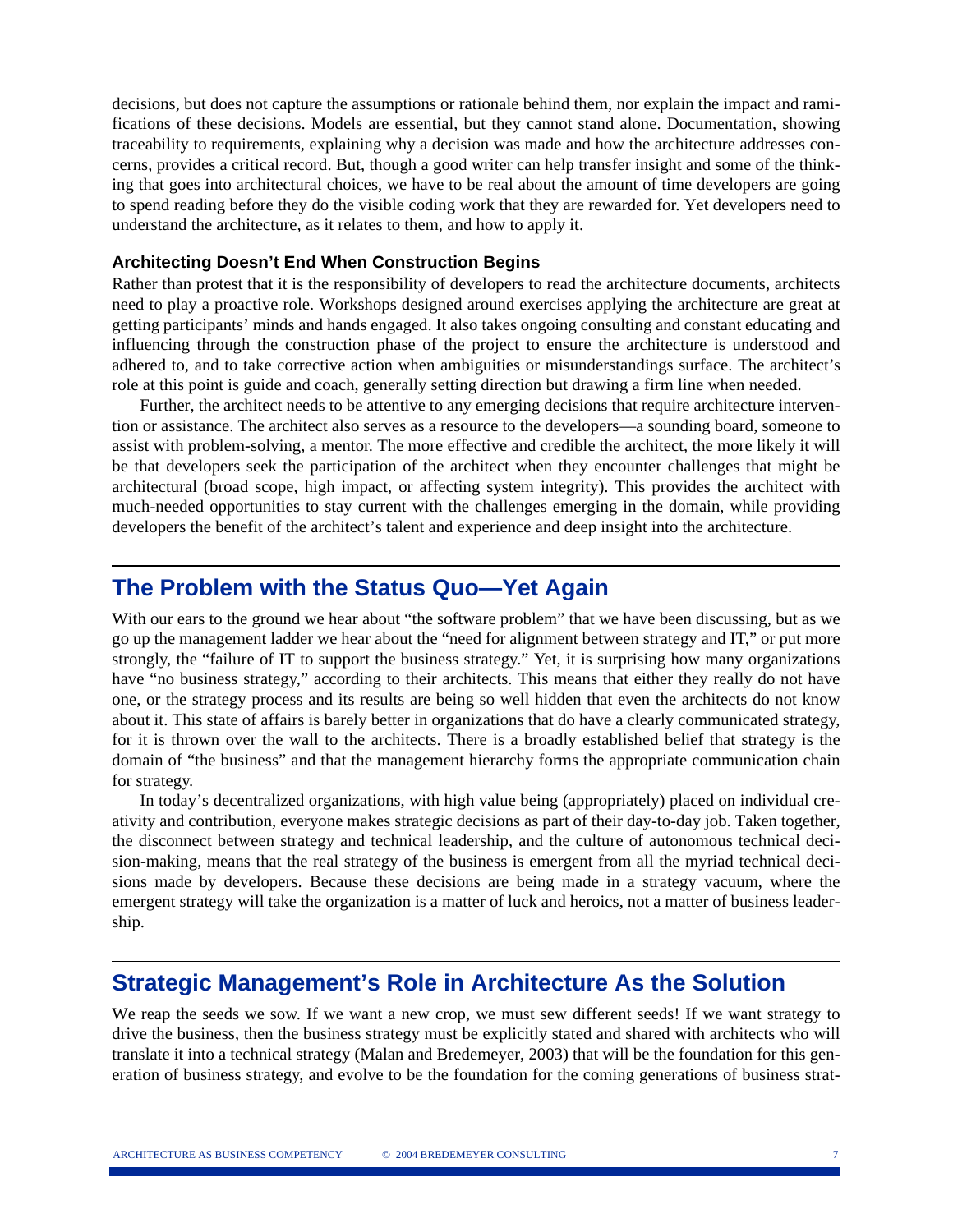decisions, but does not capture the assumptions or rationale behind them, nor explain the impact and ramifications of these decisions. Models are essential, but they cannot stand alone. Documentation, showing traceability to requirements, explaining why a decision was made and how the architecture addresses concerns, provides a critical record. But, though a good writer can help transfer insight and some of the thinking that goes into architectural choices, we have to be real about the amount of time developers are going to spend reading before they do the visible coding work that they are rewarded for. Yet developers need to understand the architecture, as it relates to them, and how to apply it.

### Architecting Doesn't End When Construction Begins

Rather than protest that it is the responsibility of developers to read the architecture documents, architects need to play a proactive role. Workshops designed around exercises applying the architecture are great at getting participants' minds and hands engaged. It also takes ongoing consulting and constant educating and influencing through the construction phase of the project to ensure the architecture is understood and adhered to, and to take corrective action when ambiguities or misunderstandings surface. The architect's role at this point is guide and coach, generally setting direction but drawing a firm line when needed.

Further, the architect needs to be attentive to any emerging decisions that require architecture intervention or assistance. The architect also serves as a resource to the developers—a sounding board, someone to assist with problem-solving, a mentor. The more effective and credible the architect, the more likely it will be that developers seek the participation of the architect when they encounter challenges that might be architectural (broad scope, high impact, or affecting system integrity). This provides the architect with much-needed opportunities to stay current with the challenges emerging in the domain, while providing developers the benefit of the architect's talent and experience and deep insight into the architecture.

## The Problem with the Status Quo—Yet Again

With our ears to the ground we hear about "the software problem" that we have been discussing, but as we go up the management ladder we hear about the "need for alignment between strategy and IT," or put more strongly, the "failure of IT to support the business strategy." Yet, it is surprising how many organizations have "no business strategy," according to their architects. This means that either they really do not have one, or the strategy process and its results are being so well hidden that even the architects do not know about it. This state of affairs is barely better in organizations that do have a clearly communicated strategy, for it is thrown over the wall to the architects. There is a broadly established belief that strategy is the domain of "the business" and that the management hierarchy forms the appropriate communication chain for strategy.

In today's decentralized organizations, with high value being (appropriately) placed on individual creativity and contribution, everyone makes strategic decisions as part of their day-to-day job. Taken together, the disconnect between strategy and technical leadership, and the culture of autonomous technical decision-making, means that the real strategy of the business is emergent from all the myriad technical decisions made by developers. Because these decisions are being made in a strategy vacuum, where the emergent strategy will take the organization is a matter of luck and heroics, not a matter of business leadership.

## Strategic Management's Role in Architecture As the Solution

We reap the seeds we sow. If we want a new crop, we must sew different seeds! If we want strategy to drive the business, then the business strategy must be explicitly stated and shared with architects who will translate it into a technical strategy (Malan and Bredemeyer, 2003) that will be the foundation for this generation of business strategy, and evolve to be the foundation for the coming generations of business strat-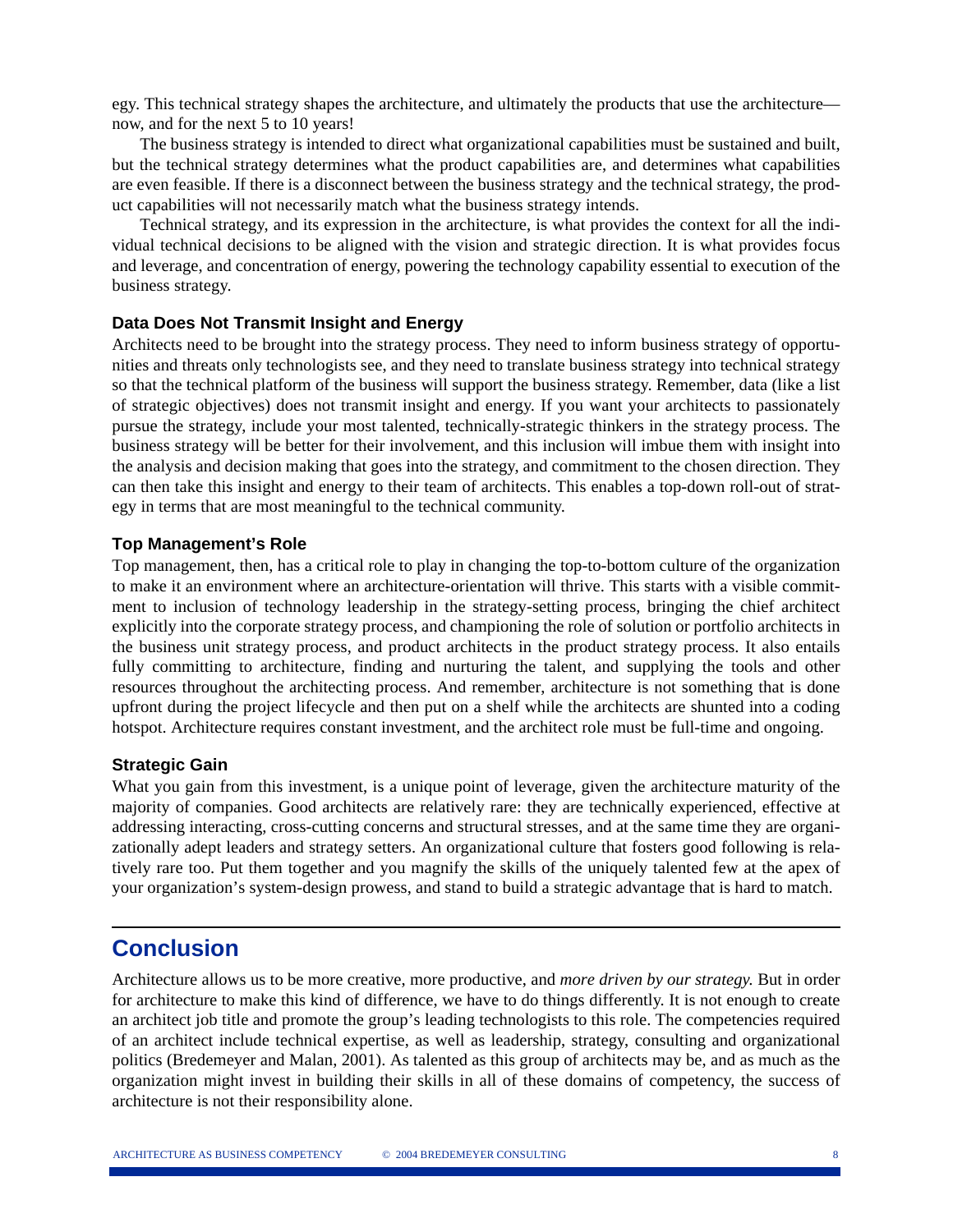egy. This technical strategy shapes the architecture, and ultimately the products that use the architecture—now, and for the next 5 to 10 years!

The business strategy is intended to direct what organizational capabilities must be sustained and built, but the technical strategy determines what the product capabilities are, and determines what capabilities are even feasible. If there is a disconnect between the business strategy and the technical strategy, the product capabilities will not necessarily match what the business strategy intends.

Technical strategy, and its expression in the architecture, is what provides the context for all the individual technical decisions to be aligned with the vision and strategic direction. It is what provides focus and leverage, and concentration of energy, powering the technology capability essential to execution of the business strategy.

### Data Does Not Transmit Insight and Energy

Architects need to be brought into the strategy process. They need to inform business strategy of opportunities and threats only technologists see, and they need to translate business strategy into technical strategy so that the technical platform of the business will support the business strategy. Remember, data (like a list of strategic objectives) does not transmit insight and energy. If you want your architects to passionately pursue the strategy, include your most talented, technically-strategic thinkers in the strategy process. The business strategy will be better for their involvement, and this inclusion will imbue them with insight into the analysis and decision making that goes into the strategy, and commitment to the chosen direction. They can then take this insight and energy to their team of architects. This enables a top-down roll-out of strategy in terms that are most meaningful to the technical community.

### Top Management's Role

Top management, then, has a critical role to play in changing the top-to-bottom culture of the organization to make it an environment where an architecture-orientation will thrive. This starts with a visible commitment to inclusion of technology leadership in the strategy-setting process, bringing the chief architect explicitly into the corporate strategy process, and championing the role of solution or portfolio architects in the business unit strategy process, and product architects in the product strategy process. It also entails fully committing to architecture, finding and nurturing the talent, and supplying the tools and other resources throughout the architecting process. And remember, architecture is not something that is done upfront during the project lifecycle and then put on a shelf while the architects are shunted into a coding hotspot. Architecture requires constant investment, and the architect role must be full-time and ongoing.

### Strategic Gain

What you gain from this investment, is a unique point of leverage, given the architecture maturity of the majority of companies. Good architects are relatively rare: they are technically experienced, effective at addressing interacting, cross-cutting concerns and structural stresses, and at the same time they are organizationally adept leaders and strategy setters. An organizational culture that fosters good following is relatively rare too. Put them together and you magnify the skills of the uniquely talented few at the apex of your organization's system-design prowess, and stand to build a strategic advantage that is hard to match.

## Conclusion

Architecture allows us to be more creative, more productive, and *more driven by our strategy.* But in order for architecture to make this kind of difference, we have to do things differently. It is not enough to create an architect job title and promote the group's leading technologists to this role. The competencies required of an architect include technical expertise, as well as leadership, strategy, consulting and organizational politics (Bredemeyer and Malan, 2001). As talented as this group of architects may be, and as much as the organization might invest in building their skills in all of these domains of competency, the success of architecture is not their responsibility alone.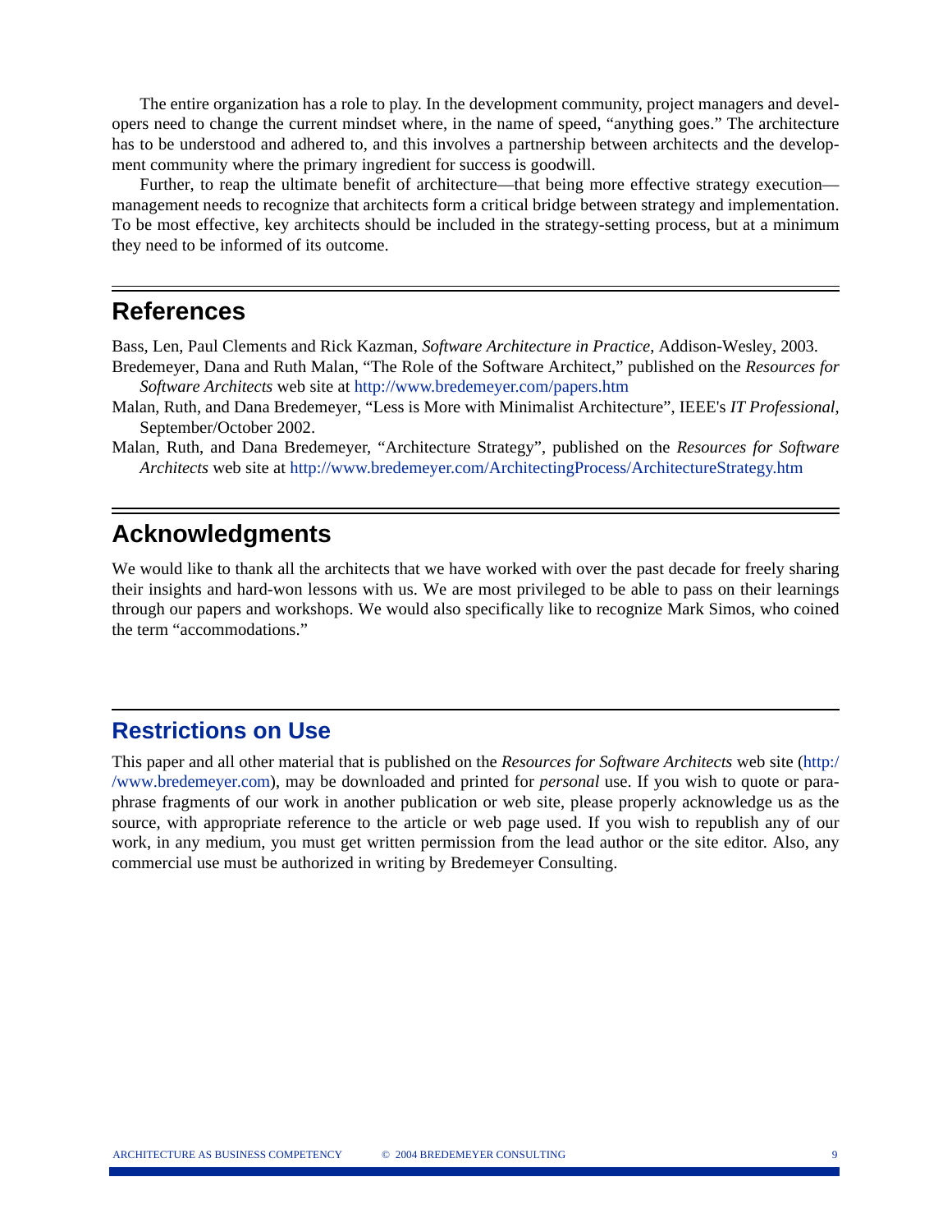The entire organization has a role to play. In the development community, project managers and developers need to change the current mindset where, in the name of speed, "anything goes." The architecture has to be understood and adhered to, and this involves a partnership between architects and the development community where the primary ingredient for success is goodwill.

Further, to reap the ultimate benefit of architecture—that being more effective strategy execution—management needs to recognize that architects form a critical bridge between strategy and implementation. To be most effective, key architects should be included in the strategy-setting process, but at a minimum they need to be informed of its outcome.

## References

Bass, Len, Paul Clements and Rick Kazman, *Software Architecture in Practice*, Addison-Wesley, 2003.

Bredemeyer, Dana and Ruth Malan, "The Role of the Software Architect," published on the *Resources for Software Architects* web site at http://www.bredemeyer.com/papers.htm

Malan, Ruth, and Dana Bredemeyer, "Less is More with Minimalist Architecture", IEEE's *IT Professional*, September/October 2002.

Malan, Ruth, and Dana Bredemeyer, "Architecture Strategy", published on the *Resources for Software Architects* web site at http://www.bredemeyer.com/ArchitectingProcess/ArchitectureStrategy.htm

## Acknowledgments

We would like to thank all the architects that we have worked with over the past decade for freely sharing their insights and hard-won lessons with us. We are most privileged to be able to pass on their learnings through our papers and workshops. We would also specifically like to recognize Mark Simos, who coined the term "accommodations."

## Restrictions on Use

This paper and all other material that is published on the *Resources for Software Architects* web site (http://www.bredemeyer.com), may be downloaded and printed for *personal* use. If you wish to quote or paraphrase fragments of our work in another publication or web site, please properly acknowledge us as the source, with appropriate reference to the article or web page used. If you wish to republish any of our work, in any medium, you must get written permission from the lead author or the site editor. Also, any commercial use must be authorized in writing by Bredemeyer Consulting.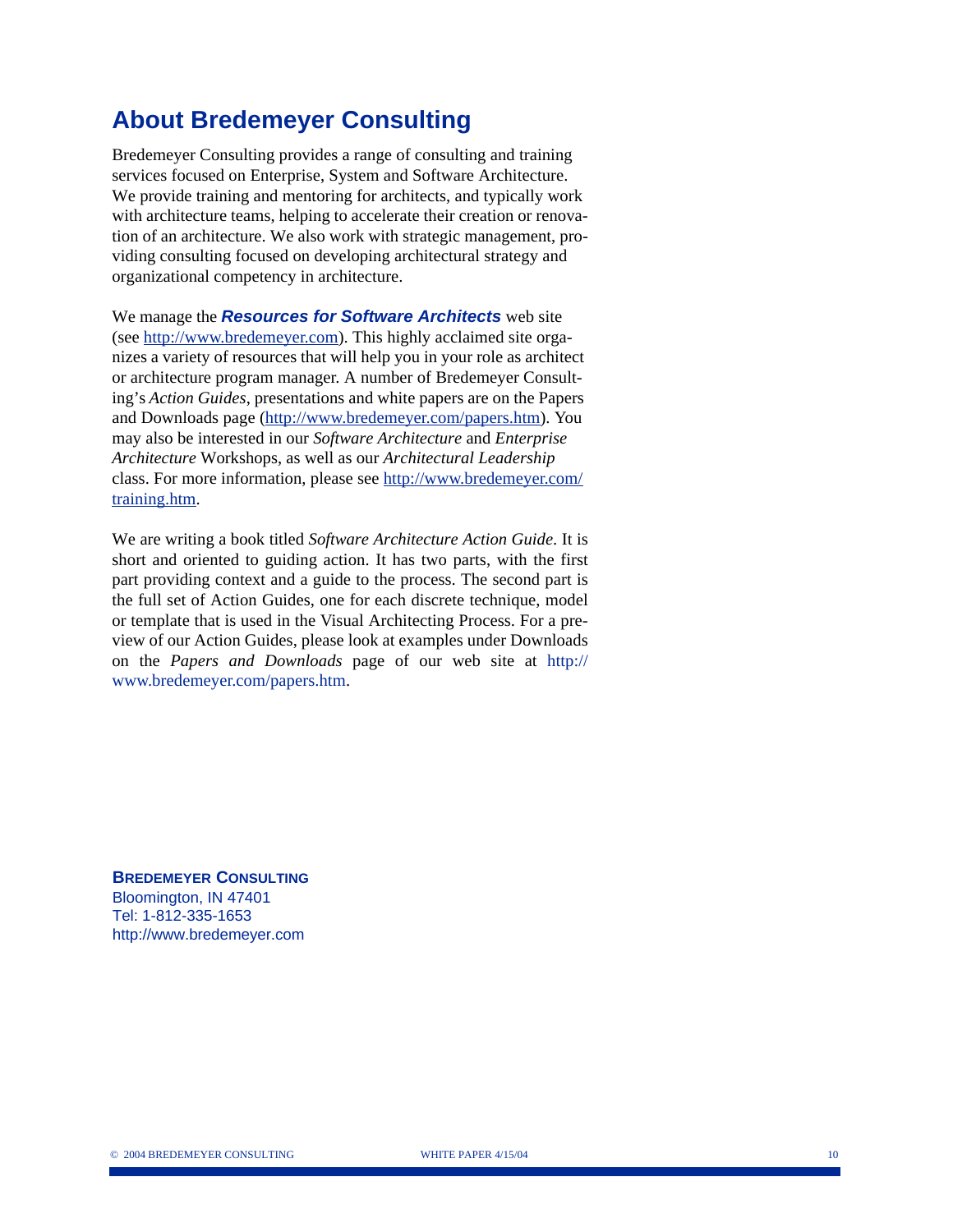## About Bredemeyer Consulting

Bredemeyer Consulting provides a range of consulting and training services focused on Enterprise, System and Software Architecture. We provide training and mentoring for architects, and typically work with architecture teams, helping to accelerate their creation or renovation of an architecture. We also work with strategic management, providing consulting focused on developing architectural strategy and organizational competency in architecture.

We manage the ***Resources for Software Architects*** web site (see http://www.bredemeyer.com). This highly acclaimed site organizes a variety of resources that will help you in your role as architect or architecture program manager. A number of Bredemeyer Consulting's *Action Guides*, presentations and white papers are on the Papers and Downloads page (http://www.bredemeyer.com/papers.htm). You may also be interested in our *Software Architecture* and *Enterprise Architecture* Workshops, as well as our *Architectural Leadership* class. For more information, please see http://www.bredemeyer.com/training.htm.

We are writing a book titled *Software Architecture Action Guide*. It is short and oriented to guiding action. It has two parts, with the first part providing context and a guide to the process. The second part is the full set of Action Guides, one for each discrete technique, model or template that is used in the Visual Architecting Process. For a preview of our Action Guides, please look at examples under Downloads on the *Papers and Downloads* page of our web site at http://www.bredemeyer.com/papers.htm.

**BREDEMEYER CONSULTING**
Bloomington, IN 47401
Tel: 1-812-335-1653
http://www.bredemeyer.com